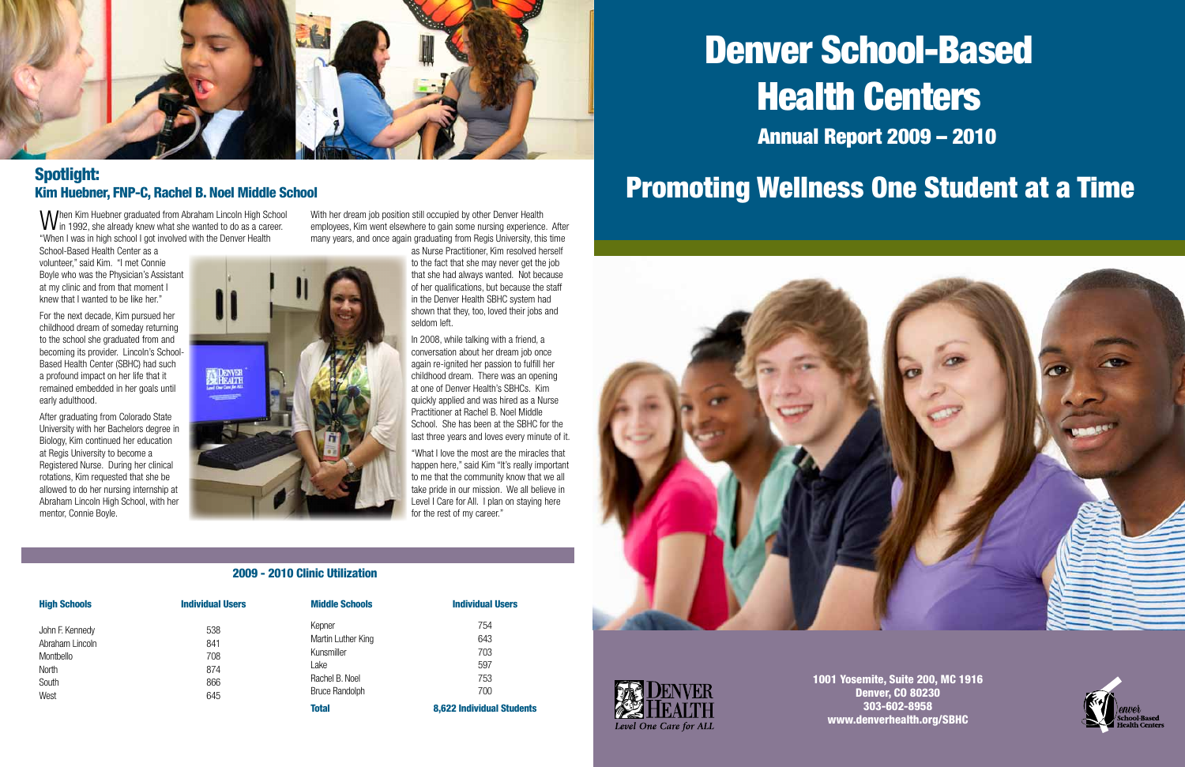# Denver School-Based Health Centers

## Annual Report 2009 – 2010

# Promoting Wellness One Student at a Time

## Spotlight:
### Kim Huebner, FNP-C, Rachel B. Noel Middle School

When Kim Huebner graduated from Abraham Lincoln High School in 1992, she already knew what she wanted to do as a career. "When I was in high school I got involved with the Denver Health School-Based Health Center as a volunteer," said Kim. "I met Connie Boyle who was the Physician's Assistant at my clinic and from that moment I knew that I wanted to be like her."

For the next decade, Kim pursued her childhood dream of someday returning to the school she graduated from and becoming its provider. Lincoln's School-Based Health Center (SBHC) had such a profound impact on her life that it remained embedded in her goals until early adulthood.

After graduating from Colorado State University with her Bachelors degree in Biology, Kim continued her education at Regis University to become a Registered Nurse. During her clinical rotations, Kim requested that she be allowed to do her nursing internship at Abraham Lincoln High School, with her mentor, Connie Boyle.

With her dream job position still occupied by other Denver Health employees, Kim went elsewhere to gain some nursing experience. After many years, and once again graduating from Regis University, this time as Nurse Practitioner, Kim resolved herself to the fact that she may never get the job that she had always wanted. Not because of her qualifications, but because the staff in the Denver Health SBHC system had shown that they, too, loved their jobs and seldom left.

In 2008, while talking with a friend, a conversation about her dream job once again re-ignited her passion to fulfill her childhood dream. There was an opening at one of Denver Health's SBHCs. Kim quickly applied and was hired as a Nurse Practitioner at Rachel B. Noel Middle School. She has been at the SBHC for the last three years and loves every minute of it.

"What I love the most are the miracles that happen here," said Kim "It's really important to me that the community know that we all take pride in our mission. We all believe in Level I Care for All. I plan on staying here for the rest of my career."

### 2009 - 2010 Clinic Utilization

| High Schools | Individual Users | Middle Schools | Individual Users |
|---|---|---|---|
| John F. Kennedy | 538 | Kepner | 754 |
| Abraham Lincoln | 841 | Martin Luther King | 643 |
| Montbello | 708 | Kunsmiller | 703 |
| North | 874 | Lake | 597 |
| South | 866 | Rachel B. Noel | 753 |
| West | 645 | Bruce Randolph | 700 |
| | | **Total** | **8,622 Individual Students** |

Denver Health — *Level One Care for ALL*

**1001 Yosemite, Suite 200, MC 1916**
**Denver, CO 80230**
**303-602-8958**
**www.denverhealth.org/SBHC**

Denver School-Based Health Centers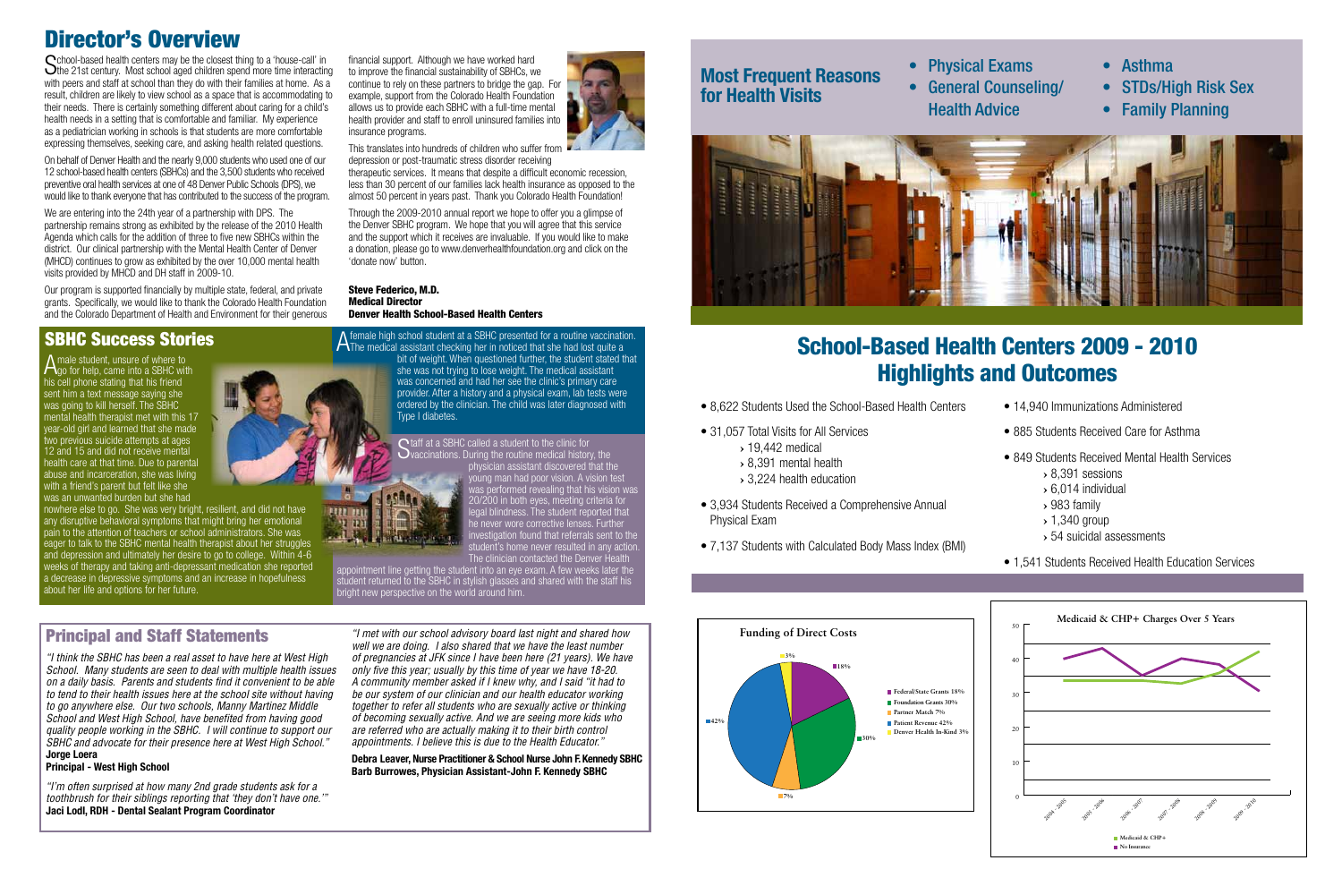# Director's Overview

School-based health centers may be the closest thing to a 'house-call' in the 21st century. Most school aged children spend more time interacting with peers and staff at school than they do with their families at home. As a result, children are likely to view school as a space that is accommodating to their needs. There is certainly something different about caring for a child's health needs in a setting that is comfortable and familiar. My experience as a pediatrician working in schools is that students are more comfortable expressing themselves, seeking care, and asking health related questions.

On behalf of Denver Health and the nearly 9,000 students who used one of our 12 school-based health centers (SBHCs) and the 3,500 students who received preventive oral health services at one of 48 Denver Public Schools (DPS), we would like to thank everyone that has contributed to the success of the program.

We are entering into the 24th year of a partnership with DPS. The partnership remains strong as exhibited by the release of the 2010 Health Agenda which calls for the addition of three to five new SBHCs within the district. Our clinical partnership with the Mental Health Center of Denver (MHCD) continues to grow as exhibited by the over 10,000 mental health visits provided by MHCD and DH staff in 2009-10.

Our program is supported financially by multiple state, federal, and private grants. Specifically, we would like to thank the Colorado Health Foundation and the Colorado Department of Health and Environment for their generous financial support. Although we have worked hard to improve the financial sustainability of SBHCs, we continue to rely on these partners to bridge the gap. For example, support from the Colorado Health Foundation allows us to provide each SBHC with a full-time mental health provider and staff to enroll uninsured families into insurance programs.

This translates into hundreds of children who suffer from depression or post-traumatic stress disorder receiving therapeutic services. It means that despite a difficult economic recession, less than 30 percent of our families lack health insurance as opposed to the almost 50 percent in years past. Thank you Colorado Health Foundation!

Through the 2009-2010 annual report we hope to offer you a glimpse of the Denver SBHC program. We hope that you will agree that this service and the support which it receives are invaluable. If you would like to make a donation, please go to www.denverhealthfoundation.org and click on the 'donate now' button.

**Steve Federico, M.D.**
**Medical Director**
**Denver Health School-Based Health Centers**

## SBHC Success Stories

A male student, unsure of where to go for help, came into a SBHC with his cell phone stating that his friend sent him a text message saying she was going to kill herself. The SBHC mental health therapist met with this 17 year-old girl and learned that she made two previous suicide attempts at ages 12 and 15 and did not receive mental health care at that time. Due to parental abuse and incarceration, she was living with a friend's parent but felt like she was an unwanted burden but she had nowhere else to go. She was very bright, resilient, and did not have any disruptive behavioral symptoms that might bring her emotional pain to the attention of teachers or school administrators. She was eager to talk to the SBHC mental health therapist about her struggles and depression and ultimately her desire to go to college. Within 4-6 weeks of therapy and taking anti-depressant medication she reported a decrease in depressive symptoms and an increase in hopefulness about her life and options for her future.

A female high school student at a SBHC presented for a routine vaccination. The medical assistant checking her in noticed that she had lost quite a bit of weight. When questioned further, the student stated that she was not trying to lose weight. The medical assistant was concerned and had her see the clinic's primary care provider. After a history and a physical exam, lab tests were ordered by the clinician. The child was later diagnosed with Type I diabetes.

Staff at a SBHC called a student to the clinic for vaccinations. During the routine medical history, the physician assistant discovered that the young man had poor vision. A vision test was performed revealing that his vision was 20/200 in both eyes, meeting criteria for legal blindness. The student reported that he never wore corrective lenses. Further investigation found that referrals sent to the student's home never resulted in any action. The clinician contacted the Denver Health appointment line getting the student into an eye exam. A few weeks later the student returned to the SBHC in stylish glasses and shared with the staff his bright new perspective on the world around him.

## Principal and Staff Statements

*"I think the SBHC has been a real asset to have here at West High School. Many students are seen to deal with multiple health issues on a daily basis. Parents and students find it convenient to be able to tend to their health issues here at the school site without having to go anywhere else. Our two schools, Manny Martinez Middle School and West High School, have benefited from having good quality people working in the SBHC. I will continue to support our SBHC and advocate for their presence here at West High School."*
**Jorge Loera**
**Principal - West High School**

*"I'm often surprised at how many 2nd grade students ask for a toothbrush for their siblings reporting that 'they don't have one.'"*
**Jaci Lodl, RDH - Dental Sealant Program Coordinator**

*"I met with our school advisory board last night and shared how well we are doing. I also shared that we have the least number of pregnancies at JFK since I have been here (21 years). We have only five this year; usually by this time of year we have 18-20. A community member asked if I knew why, and I said "it had to be our system of our clinician and our health educator working together to refer all students who are sexually active or thinking of becoming sexually active. And we are seeing more kids who are referred who are actually making it to their birth control appointments. I believe this is due to the Health Educator."*

**Debra Leaver, Nurse Practitioner & School Nurse John F. Kennedy SBHC**
**Barb Burrowes, Physician Assistant-John F. Kennedy SBHC**

## Most Frequent Reasons for Health Visits

- Physical Exams
- General Counseling/ Health Advice
- Asthma
- STDs/High Risk Sex
- Family Planning

# School-Based Health Centers 2009 - 2010 Highlights and Outcomes

- 8,622 Students Used the School-Based Health Centers
- 31,057 Total Visits for All Services
  - 19,442 medical
  - 8,391 mental health
  - 3,224 health education
- 3,934 Students Received a Comprehensive Annual Physical Exam
- 7,137 Students with Calculated Body Mass Index (BMI)
- 14,940 Immunizations Administered
- 885 Students Received Care for Asthma
- 849 Students Received Mental Health Services
  - 8,391 sessions
  - 6,014 individual
  - 983 family
  - 1,340 group
  - 54 suicidal assessments
- 1,541 Students Received Health Education Services

**Funding of Direct Costs**

Federal/State Grants 18%
Foundation Grants 30%
Partner Match 7%
Patient Revenue 42%
Denver Health In-Kind 3%

**Medicaid & CHP+ Charges Over 5 Years**

50
40
30
20
10
0

2004 - 2005
2005 - 2006
2006 - 2007
2007 - 2008
2008 - 2009
2009 - 2010

Medicaid & CHP+
No Insurance